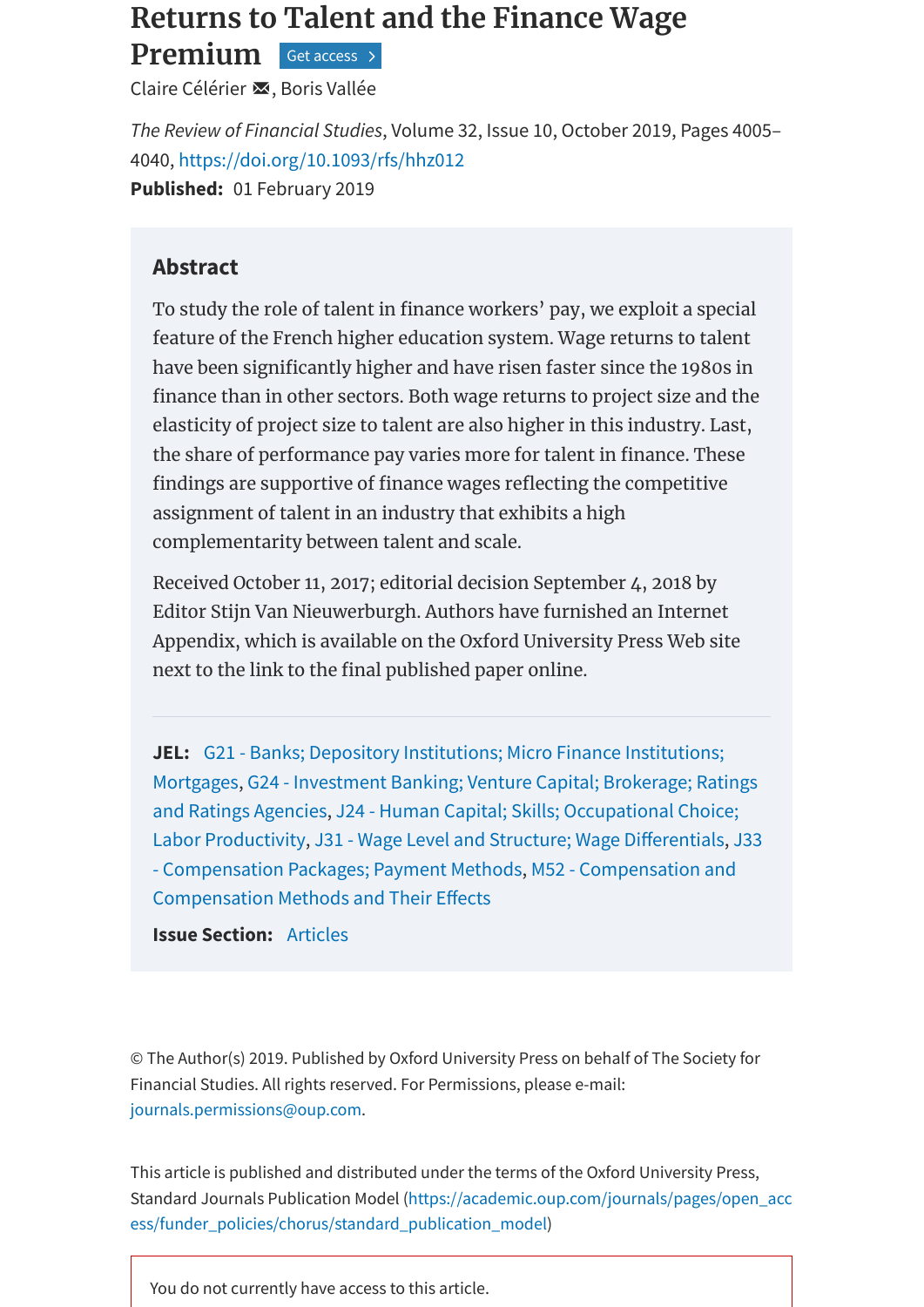# Returns to Talent and the Finance Wage Premium

Claire Célérier, Boris Vallée

*The Review of Financial Studies*, Volume 32, Issue 10, October 2019, Pages 4005–4040, https://doi.org/10.1093/rfs/hhz012

**Published:** 01 February 2019

## Abstract

To study the role of talent in finance workers' pay, we exploit a special feature of the French higher education system. Wage returns to talent have been significantly higher and have risen faster since the 1980s in finance than in other sectors. Both wage returns to project size and the elasticity of project size to talent are also higher in this industry. Last, the share of performance pay varies more for talent in finance. These findings are supportive of finance wages reflecting the competitive assignment of talent in an industry that exhibits a high complementarity between talent and scale.

Received October 11, 2017; editorial decision September 4, 2018 by Editor Stijn Van Nieuwerburgh. Authors have furnished an Internet Appendix, which is available on the Oxford University Press Web site next to the link to the final published paper online.

**JEL:** G21 - Banks; Depository Institutions; Micro Finance Institutions; Mortgages, G24 - Investment Banking; Venture Capital; Brokerage; Ratings and Ratings Agencies, J24 - Human Capital; Skills; Occupational Choice; Labor Productivity, J31 - Wage Level and Structure; Wage Differentials, J33 - Compensation Packages; Payment Methods, M52 - Compensation and Compensation Methods and Their Effects

**Issue Section:** Articles

© The Author(s) 2019. Published by Oxford University Press on behalf of The Society for Financial Studies. All rights reserved. For Permissions, please e-mail: journals.permissions@oup.com.

This article is published and distributed under the terms of the Oxford University Press, Standard Journals Publication Model (https://academic.oup.com/journals/pages/open_access/funder_policies/chorus/standard_publication_model)

You do not currently have access to this article.